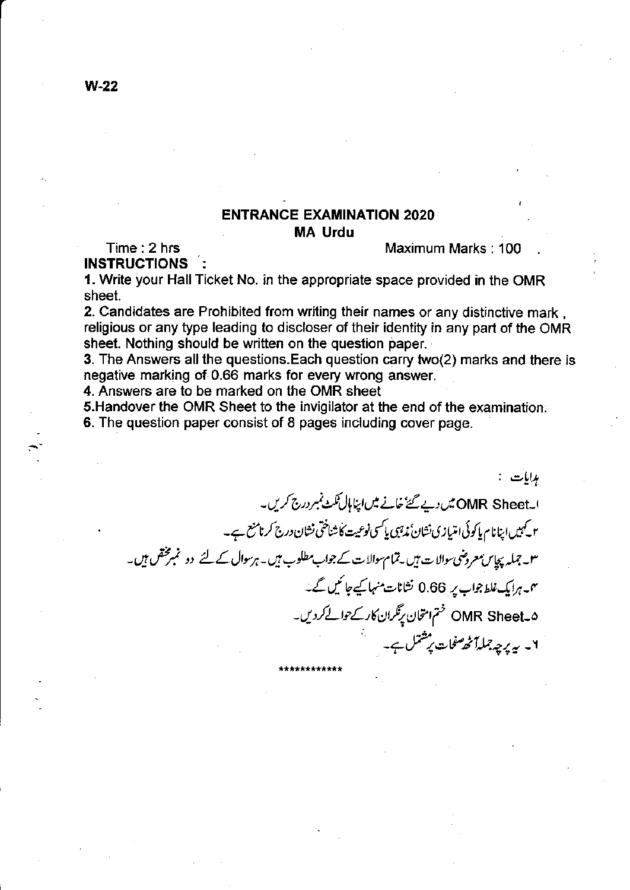W-22

# ENTRANCE EXAMINATION 2020
## MA Urdu

Time : 2 hrs　　　　　　　　　　　　　　　　　　Maximum Marks : 100

**INSTRUCTIONS :**

**1.** Write your Hall Ticket No. in the appropriate space provided in the OMR sheet.

**2.** Candidates are Prohibited from writing their names or any distinctive mark , religious or any type leading to discloser of their identity in any part of the OMR sheet. Nothing should be written on the question paper.

**3.** The Answers all the questions.Each question carry two(2) marks and there is negative marking of 0.66 marks for every wrong answer.

**4.** Answers are to be marked on the OMR sheet

**5.**Handover the OMR Sheet to the invigilator at the end of the examination.

**6.** The question paper consist of 8 pages including cover page.

ہدایات :

۱۔OMR Sheet میں دیے گئے خانے میں اپنا ہال ٹکٹ نمبر درج کریں۔

۲۔کہیں اپنا نام یا کوئی امتیازی نشان، مذہبی یا کسی نوعیت کا شناختی نشان درج کرنا منع ہے۔

۳۔جملہ پچاس معروضی سوالات ہیں۔تمام سوالات کے جواب مطلوب ہیں۔ہر سوال کے لئے دو نمبر مختص ہیں۔

۴۔ہر ایک غلط جواب پر 0.66 نشانات منہا کیے جائیں گے۔

۵۔OMR Sheet ختم امتحان پر نگران کار کے حوالے کر دیں۔

۶۔ یہ پرچہ جملہ آٹھ صفحات پر مشتمل ہے۔

************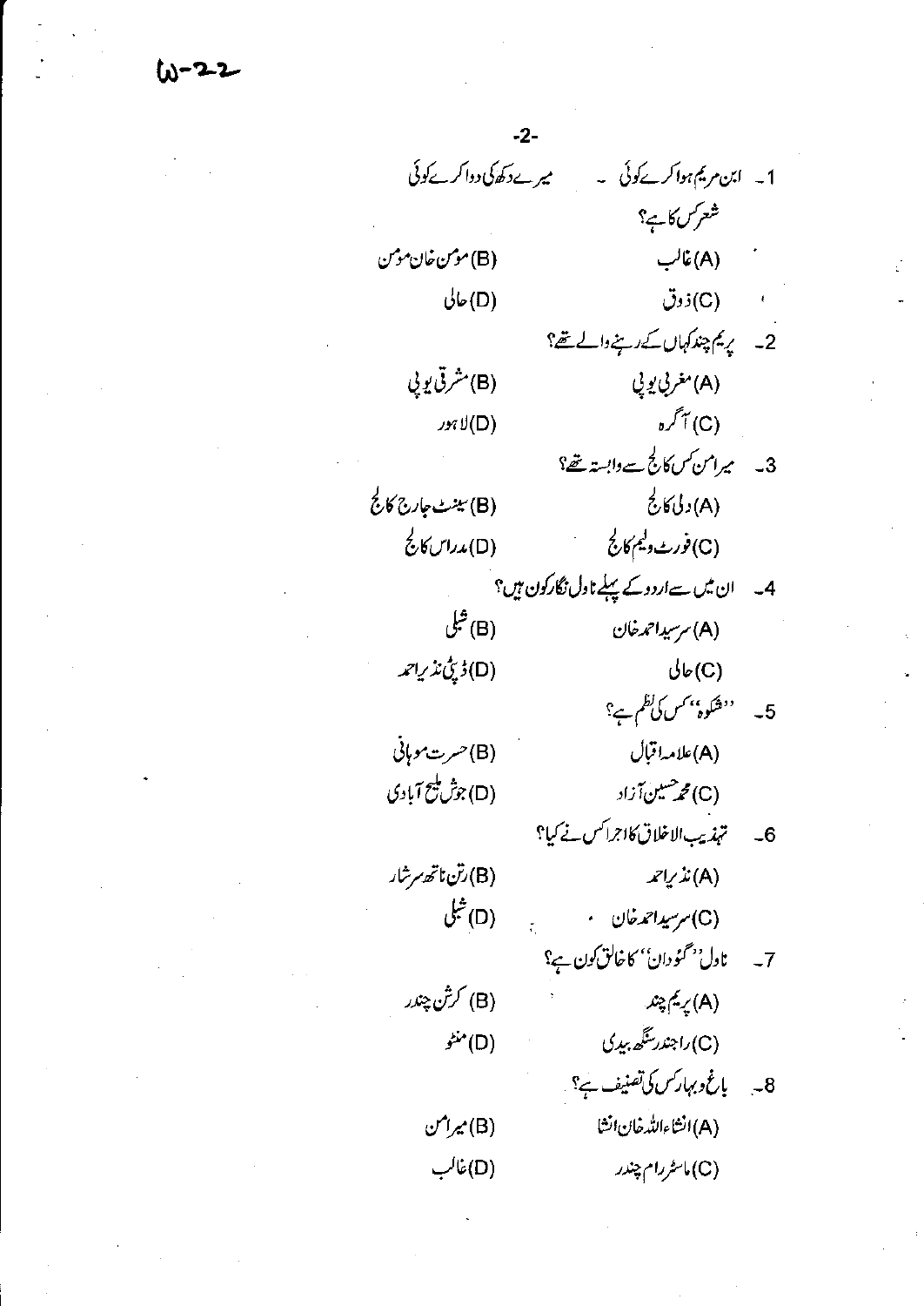1۔ ابن مریم ہوا کرے کوئی ۔ میرے دکھ کی دوا کرے کوئی

شعر کس کا ہے؟

(A) غالب (B) مومن خان مومن

(C) ذوق (D) حالی

2۔ پریم چند کہاں کے رہنے والے تھے؟

(A) مغربی یو پی (B) مشرقی یو پی

(C) آگرہ (D) لاہور

3۔ میر امن کس کالج سے وابستہ تھے؟

(A) دلی کالج (B) سینٹ جارج کالج

(C) فورٹ ولیم کالج (D) مدراس کالج

4۔ ان میں سے اردو کے پہلے ناول نگار کون ہیں؟

(A) سرسید احمد خان (B) شبلی

(C) حالی (D) ڈپٹی نذیر احمد

5۔ ''شکوہ'' کس کی نظم ہے؟

(A) علامہ اقبال (B) حسرت موہانی

(C) محمد حسین آزاد (D) جوش ملیح آبادی

6۔ تہذیب الاخلاق کا اجرا کس نے کیا؟

(A) نذیر احمد (B) رتن ناتھ سرشار

(C) سرسید احمد خان (D) شبلی

7۔ ناول ''گئودان'' کا خالق کون ہے؟

(A) پریم چند (B) کرشن چندر

(C) راجندر سنگھ بیدی (D) منٹو

8۔ باغ و بہار کس کی تصنیف ہے؟

(A) انشاءاللہ خان انشا (B) میر امن

(C) ماسٹر رام چندر (D) غالب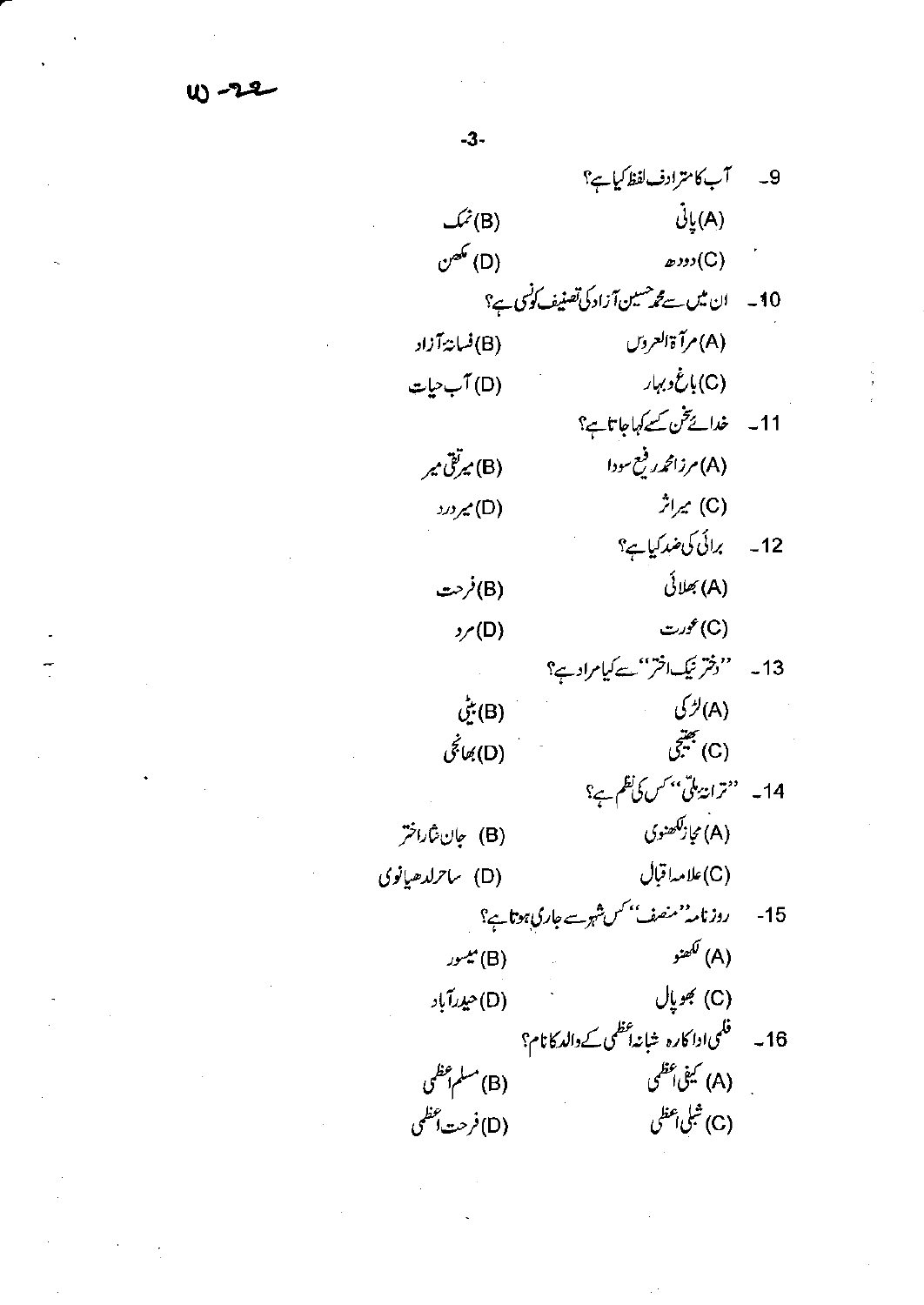9۔ آب کا مترادف لفظ کیا ہے؟

(A) پانی　　(B) نمک

(C) دودھ　　(D) مکھن

10۔ ان میں سے محمد حسین آزاد کی تصنیف کونسی ہے؟

(A) مرآۃ العروس　　(B) فسانۂ آزاد

(C) باغ و بہار　　(D) آب حیات

11۔ خدائے سخن کسے کہا جاتا ہے؟

(A) مرزا محمد رفیع سودا　　(B) میر تقی میر

(C) میر اثر　　(D) میر درد

12۔ برائی کی ضد کیا ہے؟

(A) بھلائی　　(B) فرحت

(C) عورت　　(D) مرد

13۔ ''دختر نیک اختر'' سے کیا مراد ہے؟

(A) لڑکی　　(B) بیٹی

(C) بھتیجی　　(D) بھانجی

14۔ ''ترانۂ ملّی'' کس کی نظم ہے؟

(A) مجاز لکھنوی　　(B) جان نثار اختر

(C) علامہ اقبال　　(D) ساحر لدھیانوی

15۔ روزنامہ ''منصف'' کس شہر سے جاری ہوتا ہے؟

(A) لکھنو　　(B) میسور

(C) بھوپال　　(D) حیدرآباد

16۔ فلمی اداکارہ شبانہ اعظمی کے والد کا نام؟

(A) کیفی اعظمی　　(B) مسلم اعظمی

(C) شبلی اعظمی　　(D) فرحت اعظمی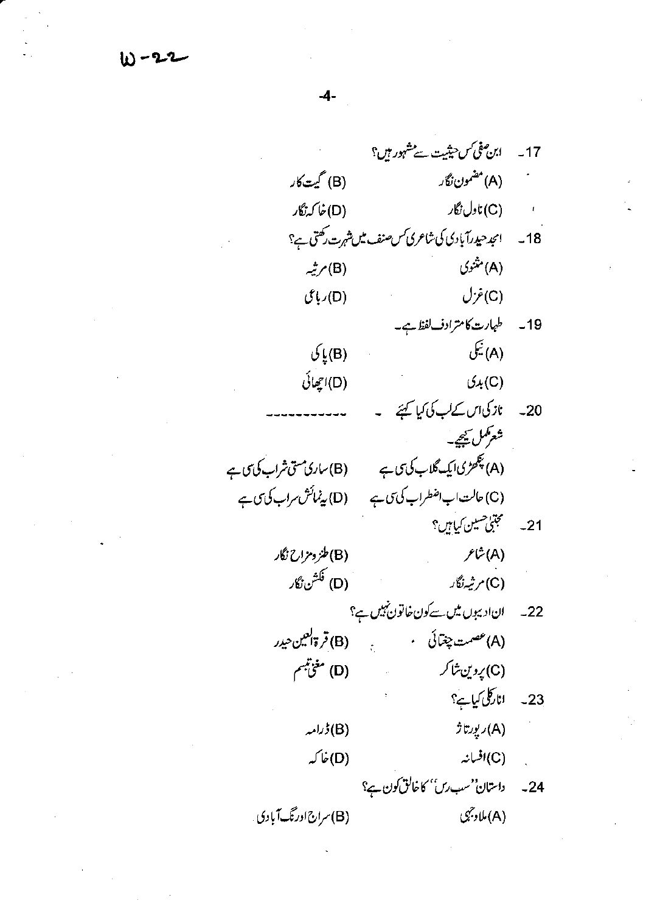W-22

17۔ ابن صفی کس حیثیت سے مشہور ہیں؟

(A) مضمون نگار (B) گیت کار

(C) ناول نگار (D) خاکہ نگار

18۔ امجد حیدرآبادی کی شاعری کس صنف میں شہرت رکھتی ہے؟

(A) مثنوی (B) مرثیہ

(C) غزل (D) رباعی

19۔ طہارت کا مترادف لفظ ہے۔

(A) نیکی (B) پاکی

(C) بدی (D) اچھائی

20۔ نازکی اس کے لب کی کیا کہیے ۔ ------------

شعر مکمل کیجیے۔

(A) پنکھڑی اک گلاب کی سی ہے (B) ساری مستی شراب کی سی ہے

(C) حالت اب اضطراب کی سی ہے (D) یہ نمائش سراب کی سی ہے

21۔ مجتبیٰ حسین کیا ہیں؟

(A) شاعر (B) طنز و مزاح نگار

(C) مرثیہ نگار (D) فکشن نگار

22۔ ان ادیبوں میں سے کون خاتون نہیں ہے؟

(A) عصمت چغتائی (B) قرۃ العین حیدر

(C) پروین شاکر (D) مغنی تبسم

23۔ انارکلی کیا ہے؟

(A) رپورتاژ (B) ڈرامہ

(C) افسانہ (D) خاکہ

24۔ داستان ''سب رس'' کا خالق کون ہے؟

(A) ملا وجہی (B) سراج اورنگ آبادی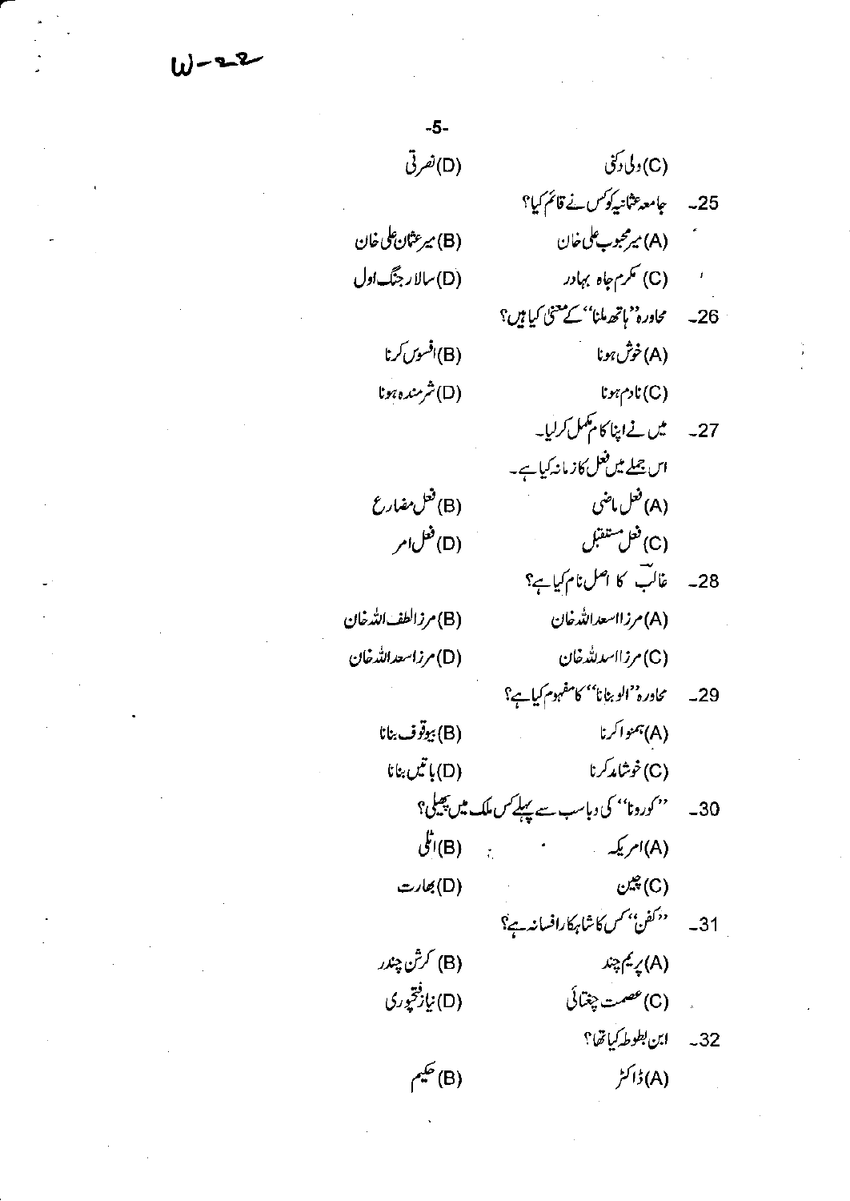W-22

(C) ولی دکنی　　　(D) نصرتی

25۔ جامعہ عثمانیہ کو کس نے قائم کیا؟

(A) میر محبوب علی خان　　　(B) میر عثمان علی خان

(C) مکرم جاہ بہادر　　　(D) سالار جنگ اول

26۔ محاورہ ''ہاتھ ملنا'' کے معنی کیا ہیں؟

(A) خوش ہونا　　　(B) افسوس کرنا

(C) نادم ہونا　　　(D) شرمندہ ہونا

27۔ میں نے اپنا کام مکمل کر لیا۔
اس جملے میں فعل کا زمانہ کیا ہے۔

(A) فعل ماضی　　　(B) فعل مضارع

(C) فعل مستقبل　　　(D) فعل امر

28۔ غالبؔ کا اصل نام کیا ہے؟

(A) مرزا اسعد اللہ خان　　　(B) مرزا لطف اللہ خان

(C) مرزا اسد اللہ خان　　　(D) مرزا سعد اللہ خان

29۔ محاورہ ''الو بنانا'' کا مفہوم کیا ہے؟

(A) ہمنوا کرنا　　　(B) بیوقوف بنانا

(C) خوشامد کرنا　　　(D) باتیں بنانا

30۔ ''کورونا'' کی وبا سب سے پہلے کس ملک میں پھیلی؟

(A) امریکہ　　　(B) اٹلی

(C) چین　　　(D) بھارت

31۔ ''کفن'' کس کا شاہکار افسانہ ہے؟

(A) پریم چند　　　(B) کرشن چندر

(C) عصمت چغتائی　　　(D) نیاز فتحپوری

32۔ ابن بطوطہ کیا تھا؟

(A) ڈاکٹر　　　(B) حکیم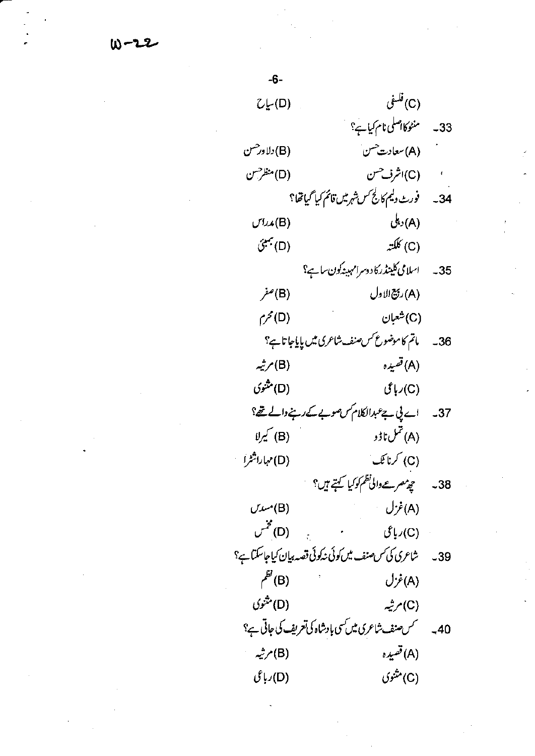(C) فلسفی (D) سیاح

33۔ منٹو کا اصلی نام کیا ہے؟

(A) سعادت حسن (B) دلاور حسن

(C) اشرف حسن (D) منظر حسن

34۔ فورٹ ولیم کالج کس شہر میں قائم کیا گیا تھا؟

(A) دہلی (B) مدراس

(C) کلکتہ (D) بمبئی

35۔ اسلامی کلینڈر کا دوسرا مہینہ کون سا ہے؟

(A) ربیع الاول (B) صفر

(C) شعبان (D) محرم

36۔ ماتم کا موضوع کس صنف شاعری میں پایا جاتا ہے؟

(A) قصیدہ (B) مرثیہ

(C) رباعی (D) مثنوی

37۔ اے پی جے عبدالکلام کس صوبے کے رہنے والے تھے؟

(A) تمل ناڈو (B) کیرلا

(C) کرناٹک (D) مہاراشٹرا

38۔ چھ مصرعے والی نظم کو کیا کہتے ہیں؟

(A) غزل (B) مسدس

(C) رباعی (D) مخمس

39۔ شاعری کی کس صنف میں کوئی نہ کوئی قصہ بیان کیا جا سکتا ہے؟

(A) غزل (B) نظم

(C) مرثیہ (D) مثنوی

40۔ کس صنف شاعری میں کسی بادشاہ کی تعریف کی جاتی ہے؟

(A) قصیدہ (B) مرثیہ

(C) مثنوی (D) رباعی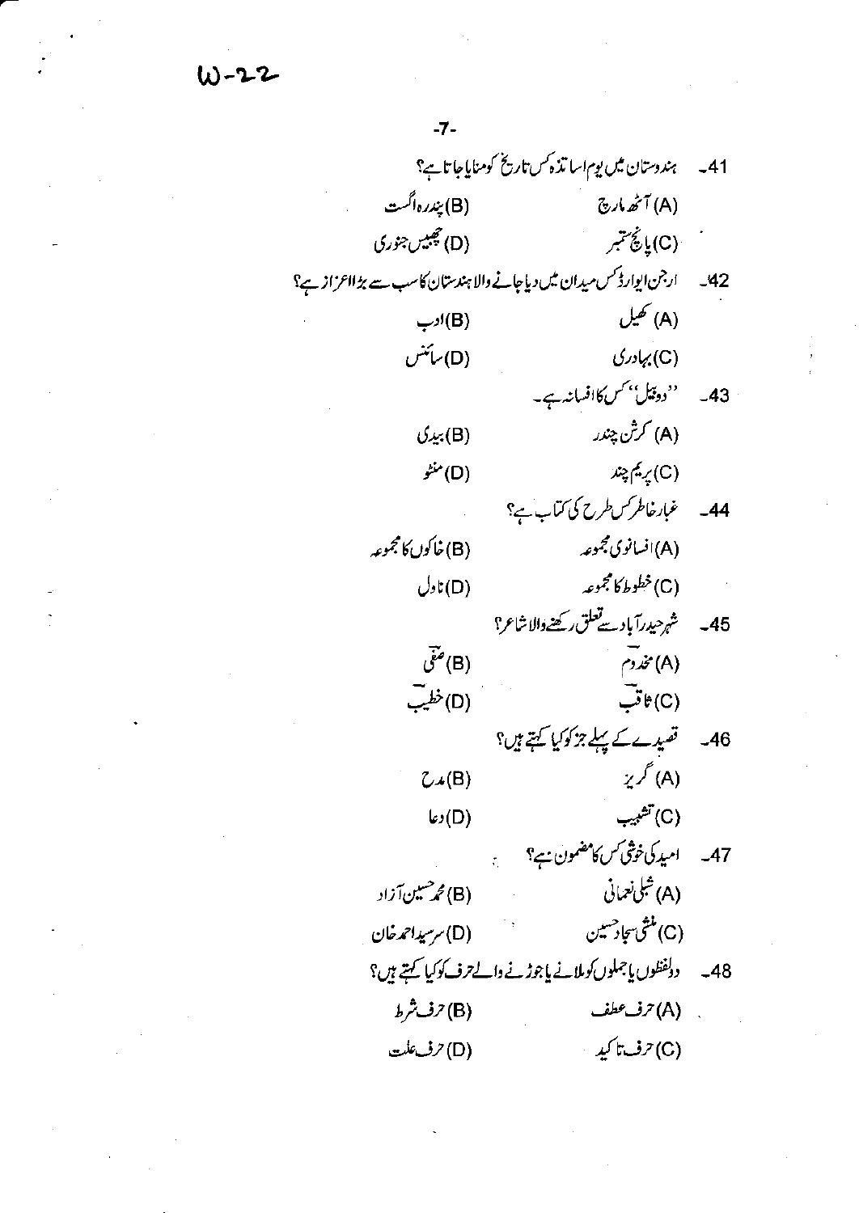W-22

41۔ ہندوستان میں یوم اساتذہ کس تاریخ کو منایا جاتا ہے؟

(A) آٹھ مارچ (B) پندرہ اگست

(C) پانچ ستمبر (D) چھبیس جنوری

42۔ ارجن ایوارڈ کس میدان میں دیا جانے والا ہندستان کا سب سے بڑا اعزاز ہے؟

(A) کھیل (B) ادب

(C) بہادری (D) سائنس

43۔ ''دو بیل'' کس کا افسانہ ہے۔

(A) کرشن چندر (B) بیدی

(C) پریم چند (D) منٹو

44۔ غبار خاطر کس طرح کی کتاب ہے؟

(A) افسانوی مجموعہ (B) خاکوں کا مجموعہ

(C) خطوط کا مجموعہ (D) ناول

45۔ شہر حیدرآباد سے تعلق رکھنے والا شاعر؟

(A) مخدوؔم (B) صفؔی

(C) ثاقبؔ (D) خطیبؔ

46۔ قصیدے کے پہلے جز کو کیا کہتے ہیں؟

(A) گریز (B) مدح

(C) تشبیب (D) دعا

47۔ امید کی خوشی کس کا مضمون ہے؟

(A) شبلی نعمانی (B) محمد حسین آزاد

(C) منشی سجاد حسین (D) سرسید احمد خان

48۔ دو لفظوں یا جملوں کو ملانے یا جوڑنے والے حرف کو کیا کہتے ہیں؟

(A) حرف عطف (B) حرف شرط

(C) حرف تاکید (D) حرف علت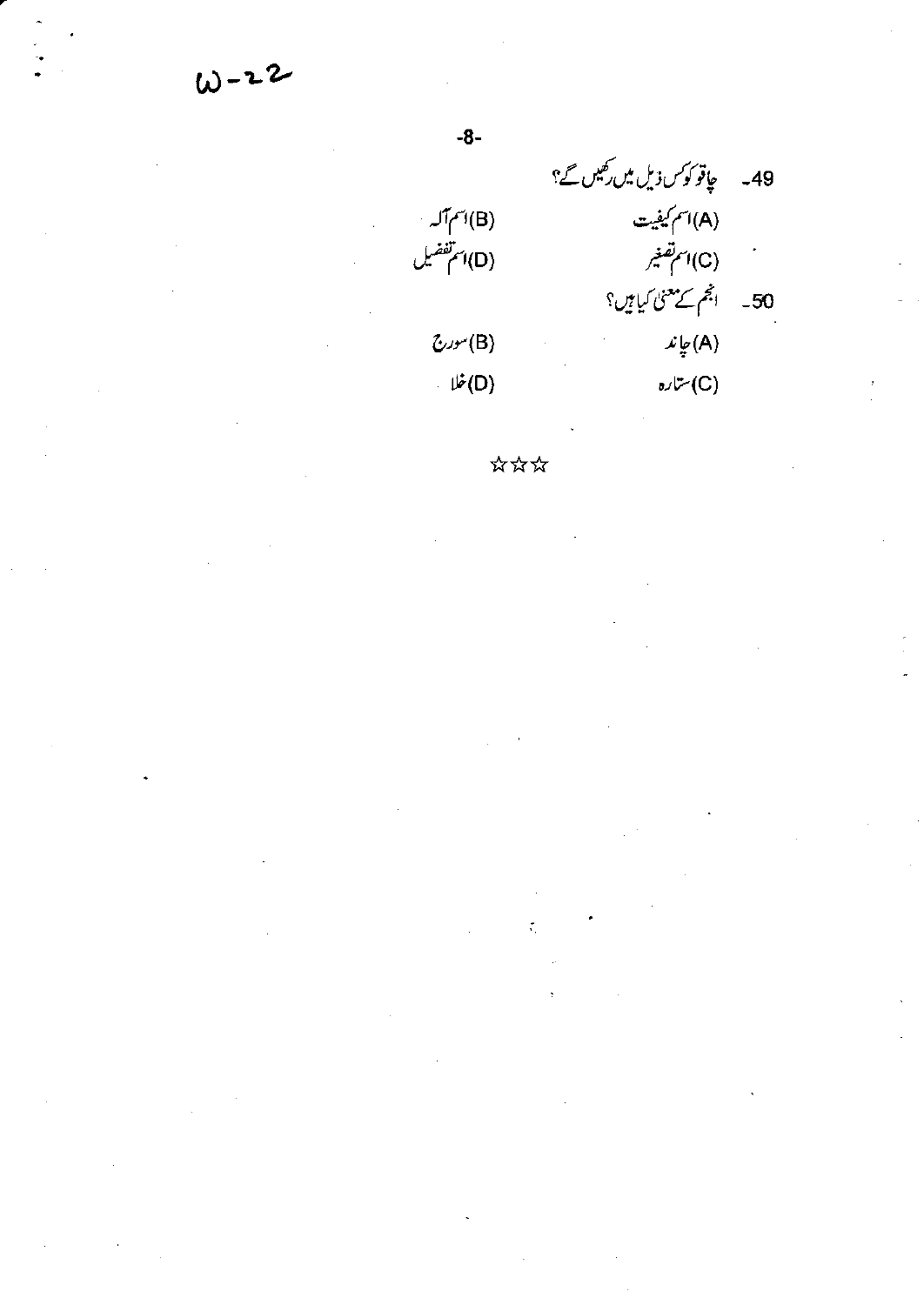W-22

49۔ چاقو کو کس ذیل میں رکھیں گے؟

(A) اسم کیفیت　　　(B) اسم آلہ

(C) اسم تصغیر　　　(D) اسم تفضیل

50۔ انجم کے معنی کیا ہیں؟

(A) چاند　　　(B) سورج

(C) ستارہ　　　(D) خلا

☆☆☆